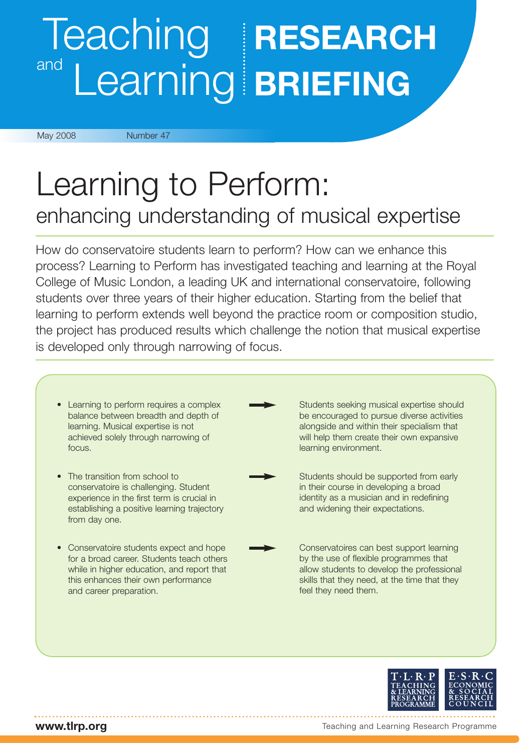# Teaching and Learning RESEARCH BRIEFING

May 2008 Number 47

# Learning to Perform:

## enhancing understanding of musical expertise

How do conservatoire students learn to perform? How can we enhance this process? Learning to Perform has investigated teaching and learning at the Royal College of Music London, a leading UK and international conservatoire, following students over three years of their higher education. Starting from the belief that learning to perform extends well beyond the practice room or composition studio, the project has produced results which challenge the notion that musical expertise is developed only through narrowing of focus.

- Learning to perform requires a complex balance between breadth and depth of learning. Musical expertise is not achieved solely through narrowing of focus.
  → Students seeking musical expertise should be encouraged to pursue diverse activities alongside and within their specialism that will help them create their own expansive learning environment.

- The transition from school to conservatoire is challenging. Student experience in the first term is crucial in establishing a positive learning trajectory from day one.
  → Students should be supported from early in their course in developing a broad identity as a musician and in redefining and widening their expectations.

- Conservatoire students expect and hope for a broad career. Students teach others while in higher education, and report that this enhances their own performance and career preparation.
  → Conservatoires can best support learning by the use of flexible programmes that allow students to develop the professional skills that they need, at the time that they feel they need them.

T·L·R·P Teaching & Learning Research Programme

E·S·R·C Economic & Social Research Council

www.tlrp.org

Teaching and Learning Research Programme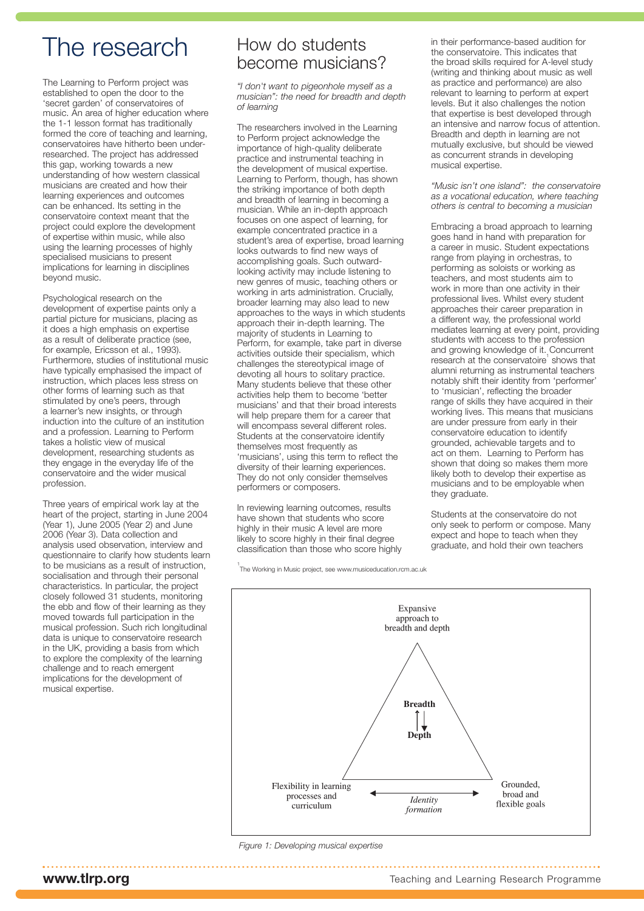# The research

The Learning to Perform project was established to open the door to the 'secret garden' of conservatoires of music. An area of higher education where the 1-1 lesson format has traditionally formed the core of teaching and learning, conservatoires have hitherto been under-researched. The project has addressed this gap, working towards a new understanding of how western classical musicians are created and how their learning experiences and outcomes can be enhanced. Its setting in the conservatoire context meant that the project could explore the development of expertise within music, while also using the learning processes of highly specialised musicians to present implications for learning in disciplines beyond music.

Psychological research on the development of expertise paints only a partial picture for musicians, placing as it does a high emphasis on expertise as a result of deliberate practice (see, for example, Ericsson et al., 1993). Furthermore, studies of institutional music have typically emphasised the impact of instruction, which places less stress on other forms of learning such as that stimulated by one's peers, through a learner's new insights, or through induction into the culture of an institution and a profession. Learning to Perform takes a holistic view of musical development, researching students as they engage in the everyday life of the conservatoire and the wider musical profession.

Three years of empirical work lay at the heart of the project, starting in June 2004 (Year 1), June 2005 (Year 2) and June 2006 (Year 3). Data collection and analysis used observation, interview and questionnaire to clarify how students learn to be musicians as a result of instruction, socialisation and through their personal characteristics. In particular, the project closely followed 31 students, monitoring the ebb and flow of their learning as they moved towards full participation in the musical profession. Such rich longitudinal data is unique to conservatoire research in the UK, providing a basis from which to explore the complexity of the learning challenge and to reach emergent implications for the development of musical expertise.

# How do students become musicians?

*"I don't want to pigeonhole myself as a musician": the need for breadth and depth of learning*

The researchers involved in the Learning to Perform project acknowledge the importance of high-quality deliberate practice and instrumental teaching in the development of musical expertise. Learning to Perform, though, has shown the striking importance of both depth and breadth of learning in becoming a musician. While an in-depth approach focuses on one aspect of learning, for example concentrated practice in a student's area of expertise, broad learning looks outwards to find new ways of accomplishing goals. Such outward-looking activity may include listening to new genres of music, teaching others or working in arts administration. Crucially, broader learning may also lead to new approaches to the ways in which students approach their in-depth learning. The majority of students in Learning to Perform, for example, take part in diverse activities outside their specialism, which challenges the stereotypical image of devoting all hours to solitary practice. Many students believe that these other activities help them to become 'better musicians' and that their broad interests will help prepare them for a career that will encompass several different roles. Students at the conservatoire identify themselves most frequently as 'musicians', using this term to reflect the diversity of their learning experiences. They do not only consider themselves performers or composers.

In reviewing learning outcomes, results have shown that students who score highly in their music A level are more likely to score highly in their final degree classification than those who score highly in their performance-based audition for the conservatoire. This indicates that the broad skills required for A-level study (writing and thinking about music as well as practice and performance) are also relevant to learning to perform at expert levels. But it also challenges the notion that expertise is best developed through an intensive and narrow focus of attention. Breadth and depth in learning are not mutually exclusive, but should be viewed as concurrent strands in developing musical expertise.

*"Music isn't one island": the conservatoire as a vocational education, where teaching others is central to becoming a musician*

Embracing a broad approach to learning goes hand in hand with preparation for a career in music. Student expectations range from playing in orchestras, to performing as soloists or working as teachers, and most students aim to work in more than one activity in their professional lives. Whilst every student approaches their career preparation in a different way, the professional world mediates learning at every point, providing students with access to the profession and growing knowledge of it. Concurrent research at the conservatoire[1] shows that alumni returning as instrumental teachers notably shift their identity from 'performer' to 'musician', reflecting the broader range of skills they have acquired in their working lives. This means that musicians are under pressure from early in their conservatoire education to identify grounded, achievable targets and to act on them. Learning to Perform has shown that doing so makes them more likely both to develop their expertise as musicians and to be employable when they graduate.

Students at the conservatoire do not only seek to perform or compose. Many expect and hope to teach when they graduate, and hold their own teachers

[1] The Working in Music project, see www.musiceducation.rcm.ac.uk

Expansive approach to breadth and depth

Breadth ↕ Depth

Flexibility in learning processes and curriculum ← *Identity formation* → Grounded, broad and flexible goals

*Figure 1: Developing musical expertise*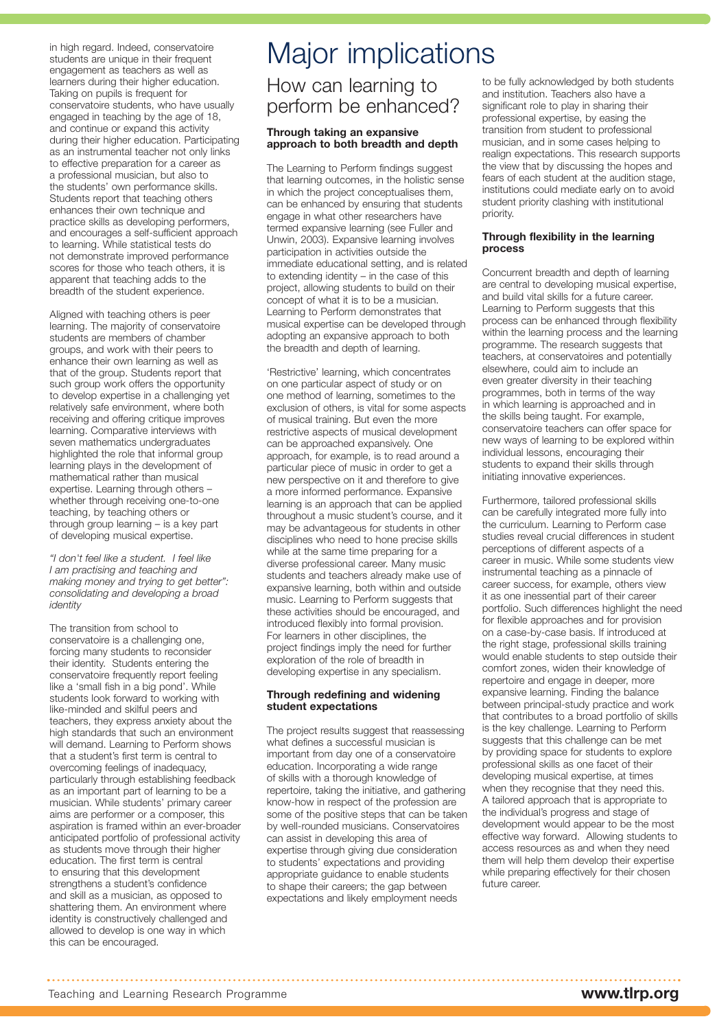in high regard. Indeed, conservatoire students are unique in their frequent engagement as teachers as well as learners during their higher education. Taking on pupils is frequent for conservatoire students, who have usually engaged in teaching by the age of 18, and continue or expand this activity during their higher education. Participating as an instrumental teacher not only links to effective preparation for a career as a professional musician, but also to the students' own performance skills. Students report that teaching others enhances their own technique and practice skills as developing performers, and encourages a self-sufficient approach to learning. While statistical tests do not demonstrate improved performance scores for those who teach others, it is apparent that teaching adds to the breadth of the student experience.

Aligned with teaching others is peer learning. The majority of conservatoire students are members of chamber groups, and work with their peers to enhance their own learning as well as that of the group. Students report that such group work offers the opportunity to develop expertise in a challenging yet relatively safe environment, where both receiving and offering critique improves learning. Comparative interviews with seven mathematics undergraduates highlighted the role that informal group learning plays in the development of mathematical rather than musical expertise. Learning through others – whether through receiving one-to-one teaching, by teaching others or through group learning – is a key part of developing musical expertise.

*"I don't feel like a student. I feel like I am practising and teaching and making money and trying to get better": consolidating and developing a broad identity*

The transition from school to conservatoire is a challenging one, forcing many students to reconsider their identity. Students entering the conservatoire frequently report feeling like a 'small fish in a big pond'. While students look forward to working with like-minded and skilful peers and teachers, they express anxiety about the high standards that such an environment will demand. Learning to Perform shows that a student's first term is central to overcoming feelings of inadequacy, particularly through establishing feedback as an important part of learning to be a musician. While students' primary career aims are performer or a composer, this aspiration is framed within an ever-broader anticipated portfolio of professional activity as students move through their higher education. The first term is central to ensuring that this development strengthens a student's confidence and skill as a musician, as opposed to shattering them. An environment where identity is constructively challenged and allowed to develop is one way in which this can be encouraged.

# Major implications

## How can learning to perform be enhanced?

### Through taking an expansive approach to both breadth and depth

The Learning to Perform findings suggest that learning outcomes, in the holistic sense in which the project conceptualises them, can be enhanced by ensuring that students engage in what other researchers have termed expansive learning (see Fuller and Unwin, 2003). Expansive learning involves participation in activities outside the immediate educational setting, and is related to extending identity – in the case of this project, allowing students to build on their concept of what it is to be a musician. Learning to Perform demonstrates that musical expertise can be developed through adopting an expansive approach to both the breadth and depth of learning.

'Restrictive' learning, which concentrates on one particular aspect of study or on one method of learning, sometimes to the exclusion of others, is vital for some aspects of musical training. But even the more restrictive aspects of musical development can be approached expansively. One approach, for example, is to read around a particular piece of music in order to get a new perspective on it and therefore to give a more informed performance. Expansive learning is an approach that can be applied throughout a music student's course, and it may be advantageous for students in other disciplines who need to hone precise skills while at the same time preparing for a diverse professional career. Many music students and teachers already make use of expansive learning, both within and outside music. Learning to Perform suggests that these activities should be encouraged, and introduced flexibly into formal provision. For learners in other disciplines, the project findings imply the need for further exploration of the role of breadth in developing expertise in any specialism.

### Through redefining and widening student expectations

The project results suggest that reassessing what defines a successful musician is important from day one of a conservatoire education. Incorporating a wide range of skills with a thorough knowledge of repertoire, taking the initiative, and gathering know-how in respect of the profession are some of the positive steps that can be taken by well-rounded musicians. Conservatoires can assist in developing this area of expertise through giving due consideration to students' expectations and providing appropriate guidance to enable students to shape their careers; the gap between expectations and likely employment needs to be fully acknowledged by both students and institution. Teachers also have a significant role to play in sharing their professional expertise, by easing the transition from student to professional musician, and in some cases helping to realign expectations. This research supports the view that by discussing the hopes and fears of each student at the audition stage, institutions could mediate early on to avoid student priority clashing with institutional priority.

### Through flexibility in the learning process

Concurrent breadth and depth of learning are central to developing musical expertise, and build vital skills for a future career. Learning to Perform suggests that this process can be enhanced through flexibility within the learning process and the learning programme. The research suggests that teachers, at conservatoires and potentially elsewhere, could aim to include an even greater diversity in their teaching programmes, both in terms of the way in which learning is approached and in the skills being taught. For example, conservatoire teachers can offer space for new ways of learning to be explored within individual lessons, encouraging their students to expand their skills through initiating innovative experiences.

Furthermore, tailored professional skills can be carefully integrated more fully into the curriculum. Learning to Perform case studies reveal crucial differences in student perceptions of different aspects of a career in music. While some students view instrumental teaching as a pinnacle of career success, for example, others view it as one inessential part of their career portfolio. Such differences highlight the need for flexible approaches and for provision on a case-by-case basis. If introduced at the right stage, professional skills training would enable students to step outside their comfort zones, widen their knowledge of repertoire and engage in deeper, more expansive learning. Finding the balance between principal-study practice and work that contributes to a broad portfolio of skills is the key challenge. Learning to Perform suggests that this challenge can be met by providing space for students to explore professional skills as one facet of their developing musical expertise, at times when they recognise that they need this. A tailored approach that is appropriate to the individual's progress and stage of development would appear to be the most effective way forward. Allowing students to access resources as and when they need them will help them develop their expertise while preparing effectively for their chosen future career.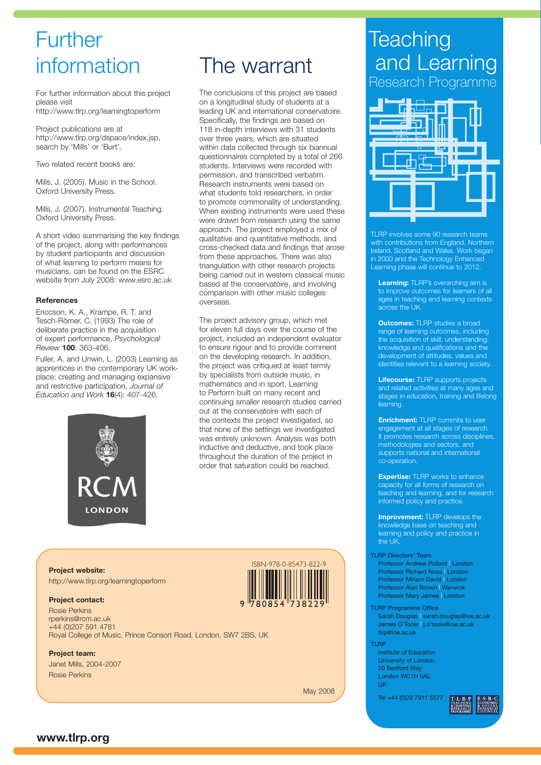# Further information

For further information about this project please visit http://www.tlrp.org/learningtoperform

Project publications are at http://www.tlrp.org/dspace/index.jsp, search by 'Mills' or 'Burt'.

Two related recent books are:

Mills, J. (2005). Music in the School. Oxford University Press.

Mills, J. (2007). Instrumental Teaching. Oxford University Press.

A short video summarising the key findings of the project, along with performances by student participants and discussion of what learning to perform means for musicians, can be found on the ESRC website from July 2008: www.esrc.ac.uk

### References

Ericcson, K. A., Krampe, R. T. and Tesch-Römer, C. (1993) The role of deliberate practice in the acquisition of expert performance, *Psychological Review* **100**: 363-406.

Fuller, A. and Unwin, L. (2003) Learning as apprentices in the contemporary UK workplace: creating and managing expansive and restrictive participation, *Journal of Education and Work* **16**(4): 407-426.

RCM LONDON

# The warrant

The conclusions of this project are based on a longitudinal study of students at a leading UK and international conservatoire. Specifically, the findings are based on 118 in-depth interviews with 31 students over three years, which are situated within data collected through six biannual questionnaires completed by a total of 266 students. Interviews were recorded with permission, and transcribed verbatim. Research instruments were based on what students told researchers, in order to promote commonality of understanding. When existing instruments were used these were drawn from research using the same approach. The project employed a mix of qualitative and quantitative methods, and cross-checked data and findings that arose from these approaches. There was also triangulation with other research projects being carried out in western classical music based at the conservatoire, and involving comparison with other music colleges overseas.

The project advisory group, which met for eleven full days over the course of the project, included an independent evaluator to ensure rigour and to provide comment on the developing research. In addition, the project was critiqued at least termly by specialists from outside music, in mathematics and in sport. Learning to Perform built on many recent and continuing smaller research studies carried out at the conservatoire with each of the contexts the project investigated, so that none of the settings we investigated was entirely unknown. Analysis was both inductive and deductive, and took place throughout the duration of the project in order that saturation could be reached.

**Project website:**
http://www.tlrp.org/learningtoperform

**Project contact:**
Rosie Perkins
rperkins@rcm.ac.uk
+44 (0)207 591 4781
Royal College of Music, Prince Consort Road, London, SW7 2BS, UK

**Project team:**
Janet Mills, 2004-2007
Rosie Perkins

ISBN-978-0-85473-822-9

9 780854 738229

May 2008

# Teaching and Learning
## Research Programme

TLRP involves some 90 research teams with contributions from England, Northern Ireland, Scotland and Wales. Work began in 2000 and the Technology Enhanced Learning phase will continue to 2012.

**Learning:** TLRP's overarching aim is to improve outcomes for learners of all ages in teaching and learning contexts across the UK.

**Outcomes:** TLRP studies a broad range of learning outcomes, including the acquisition of skill, understanding, knowledge and qualifications and the development of attitudes, values and identities relevant to a learning society.

**Lifecourse:** TLRP supports projects and related activities at many ages and stages in education, training and lifelong learning.

**Enrichment:** TLRP commits to user engagement at all stages of research. It promotes research across disciplines, methodologies and sectors, and supports national and international co-operation.

**Expertise:** TLRP works to enhance capacity for all forms of research on teaching and learning, and for research informed policy and practice.

**Improvement:** TLRP develops the knowledge base on teaching and learning and policy and practice in the UK.

TLRP Directors' Team
Professor Andrew Pollard | London
Professor Richard Noss | London
Professor Miriam David | London
Professor Alan Brown | Warwick
Professor Mary James | London

TLRP Programme Office
Sarah Douglas | sarah.douglas@ioe.ac.uk
James O'Toole | j.o'toole@ioe.ac.uk
tlrp@ioe.ac.uk

TLRP
Institute of Education
University of London
20 Bedford Way
London WC1H 0AL
UK

Tel +44 (0)20 7911 5577

T·L·R·P TEACHING & LEARNING RESEARCH PROGRAMME
E·S·R·C ECONOMIC & SOCIAL RESEARCH COUNCIL

**www.tlrp.org**